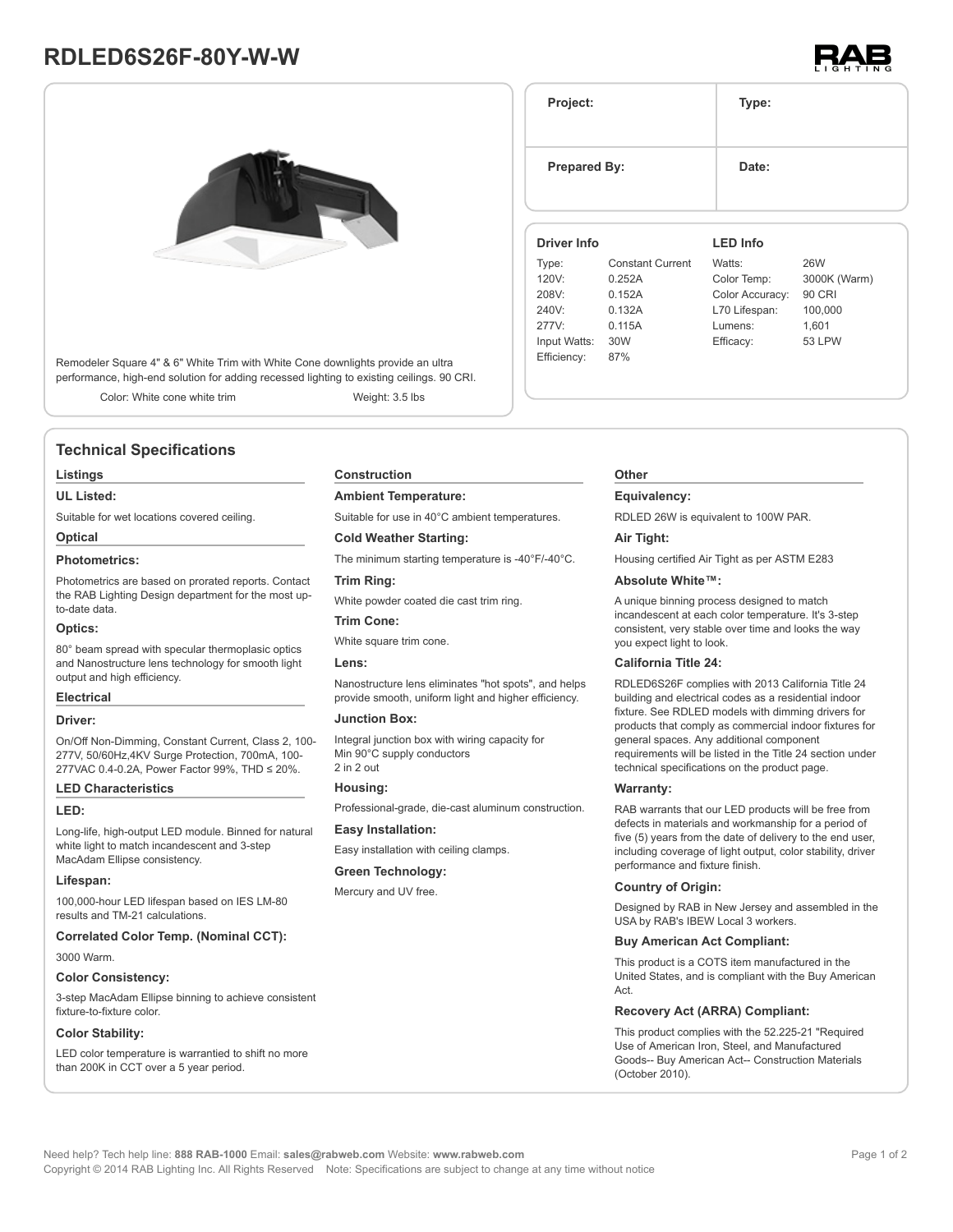# RDLED6S26F-80Y-W-W

Remodeler Square 4" & 6" White Trim with White Cone downlights provide an ultra performance, high-end solution for adding recessed lighting to existing ceilings. 90 CRI.

Color: White cone white trim    Weight: 3.5 lbs

| Project: | Type: |
|---|---|
| **Prepared By:** | **Date:** |

| Driver Info | | LED Info | |
|---|---|---|---|
| Type: | Constant Current | Watts: | 26W |
| 120V: | 0.252A | Color Temp: | 3000K (Warm) |
| 208V: | 0.152A | Color Accuracy: | 90 CRI |
| 240V: | 0.132A | L70 Lifespan: | 100,000 |
| 277V: | 0.115A | Lumens: | 1,601 |
| Input Watts: | 30W | Efficacy: | 53 LPW |
| Efficiency: | 87% | | |

## Technical Specifications

### Listings

**UL Listed:**

Suitable for wet locations covered ceiling.

### Optical

**Photometrics:**

Photometrics are based on prorated reports. Contact the RAB Lighting Design department for the most up-to-date data.

**Optics:**

80° beam spread with specular thermoplasic optics and Nanostructure lens technology for smooth light output and high efficiency.

### Electrical

**Driver:**

On/Off Non-Dimming, Constant Current, Class 2, 100-277V, 50/60Hz,4KV Surge Protection, 700mA, 100-277VAC 0.4-0.2A, Power Factor 99%, THD ≤ 20%.

### LED Characteristics

**LED:**

Long-life, high-output LED module. Binned for natural white light to match incandescent and 3-step MacAdam Ellipse consistency.

**Lifespan:**

100,000-hour LED lifespan based on IES LM-80 results and TM-21 calculations.

**Correlated Color Temp. (Nominal CCT):**

3000 Warm.

**Color Consistency:**

3-step MacAdam Ellipse binning to achieve consistent fixture-to-fixture color.

**Color Stability:**

LED color temperature is warrantied to shift no more than 200K in CCT over a 5 year period.

### Construction

**Ambient Temperature:**

Suitable for use in 40°C ambient temperatures.

**Cold Weather Starting:**

The minimum starting temperature is -40°F/-40°C.

**Trim Ring:**

White powder coated die cast trim ring.

**Trim Cone:**

White square trim cone.

**Lens:**

Nanostructure lens eliminates "hot spots", and helps provide smooth, uniform light and higher efficiency.

**Junction Box:**

Integral junction box with wiring capacity for
Min 90°C supply conductors
2 in 2 out

**Housing:**

Professional-grade, die-cast aluminum construction.

**Easy Installation:**

Easy installation with ceiling clamps.

**Green Technology:**

Mercury and UV free.

### Other

**Equivalency:**

RDLED 26W is equivalent to 100W PAR.

**Air Tight:**

Housing certified Air Tight as per ASTM E283

**Absolute White™:**

A unique binning process designed to match incandescent at each color temperature. It's 3-step consistent, very stable over time and looks the way you expect light to look.

**California Title 24:**

RDLED6S26F complies with 2013 California Title 24 building and electrical codes as a residential indoor fixture. See RDLED models with dimming drivers for products that comply as commercial indoor fixtures for general spaces. Any additional component requirements will be listed in the Title 24 section under technical specifications on the product page.

**Warranty:**

RAB warrants that our LED products will be free from defects in materials and workmanship for a period of five (5) years from the date of delivery to the end user, including coverage of light output, color stability, driver performance and fixture finish.

**Country of Origin:**

Designed by RAB in New Jersey and assembled in the USA by RAB's IBEW Local 3 workers.

**Buy American Act Compliant:**

This product is a COTS item manufactured in the United States, and is compliant with the Buy American Act.

**Recovery Act (ARRA) Compliant:**

This product complies with the 52.225-21 "Required Use of American Iron, Steel, and Manufactured Goods-- Buy American Act-- Construction Materials (October 2010).

Need help? Tech help line: **888 RAB-1000** Email: **sales@rabweb.com** Website: **www.rabweb.com**
Copyright © 2014 RAB Lighting Inc. All Rights Reserved Note: Specifications are subject to change at any time without notice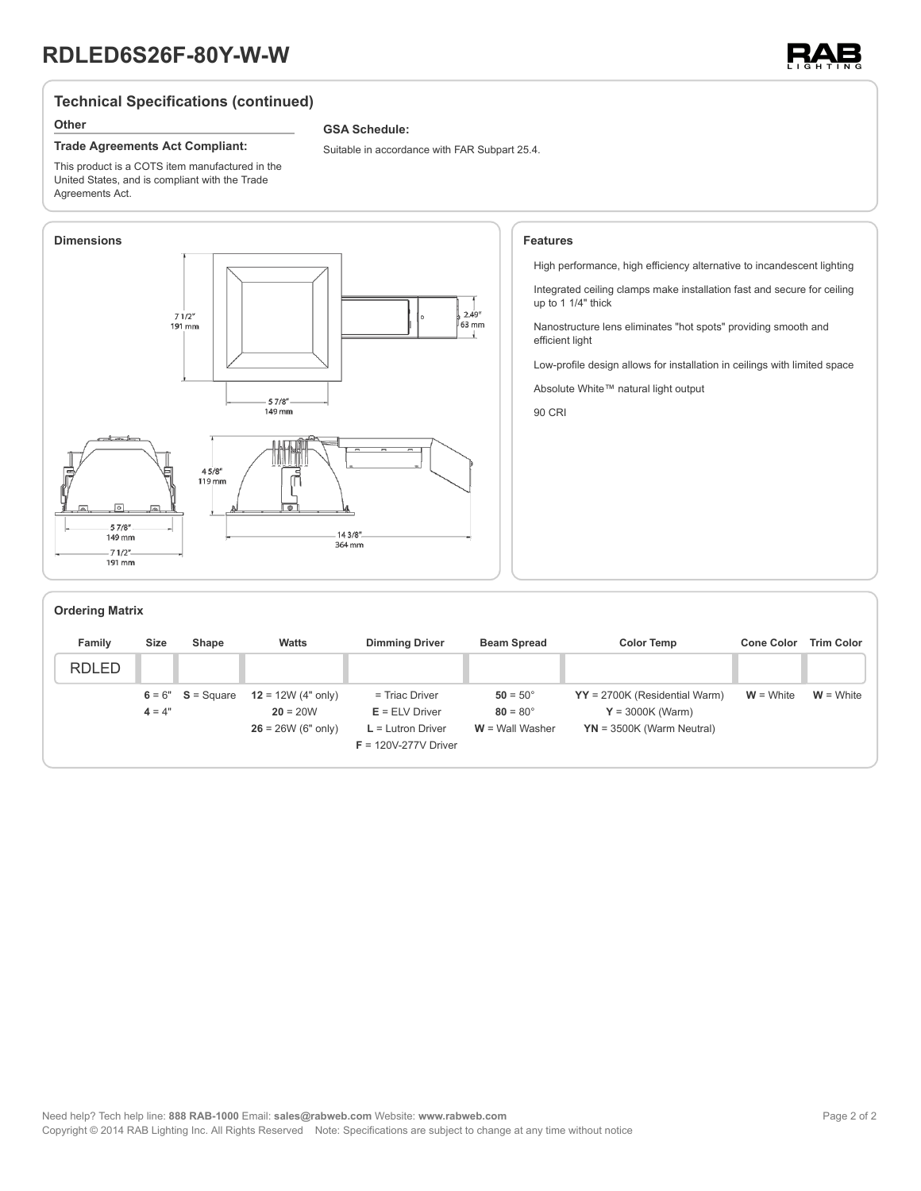# RDLED6S26F-80Y-W-W

## Technical Specifications (continued)

### Other

**Trade Agreements Act Compliant:**

This product is a COTS item manufactured in the United States, and is compliant with the Trade Agreements Act.

**GSA Schedule:**

Suitable in accordance with FAR Subpart 25.4.

## Dimensions

7 1/2"
191 mm

2.49"
63 mm

5 7/8"
149 mm

4 5/8"
119 mm

5 7/8"
149 mm

7 1/2"
191 mm

14 3/8"
364 mm

## Features

High performance, high efficiency alternative to incandescent lighting

Integrated ceiling clamps make installation fast and secure for ceiling up to 1 1/4" thick

Nanostructure lens eliminates "hot spots" providing smooth and efficient light

Low-profile design allows for installation in ceilings with limited space

Absolute White™ natural light output

90 CRI

## Ordering Matrix

| Family | Size | Shape | Watts | Dimming Driver | Beam Spread | Color Temp | Cone Color | Trim Color |
|---|---|---|---|---|---|---|---|---|
| RDLED | | | | | | | | |
| | **6** = 6" | **S** = Square | **12** = 12W (4" only) | = Triac Driver | **50** = 50° | **YY** = 2700K (Residential Warm) | **W** = White | **W** = White |
| | **4** = 4" | | **20** = 20W | **E** = ELV Driver | **80** = 80° | **Y** = 3000K (Warm) | | |
| | | | **26** = 26W (6" only) | **L** = Lutron Driver | **W** = Wall Washer | **YN** = 3500K (Warm Neutral) | | |
| | | | | **F** = 120V-277V Driver | | | | |

Need help? Tech help line: **888 RAB-1000** Email: **sales@rabweb.com** Website: **www.rabweb.com**
Copyright © 2014 RAB Lighting Inc. All Rights Reserved Note: Specifications are subject to change at any time without notice